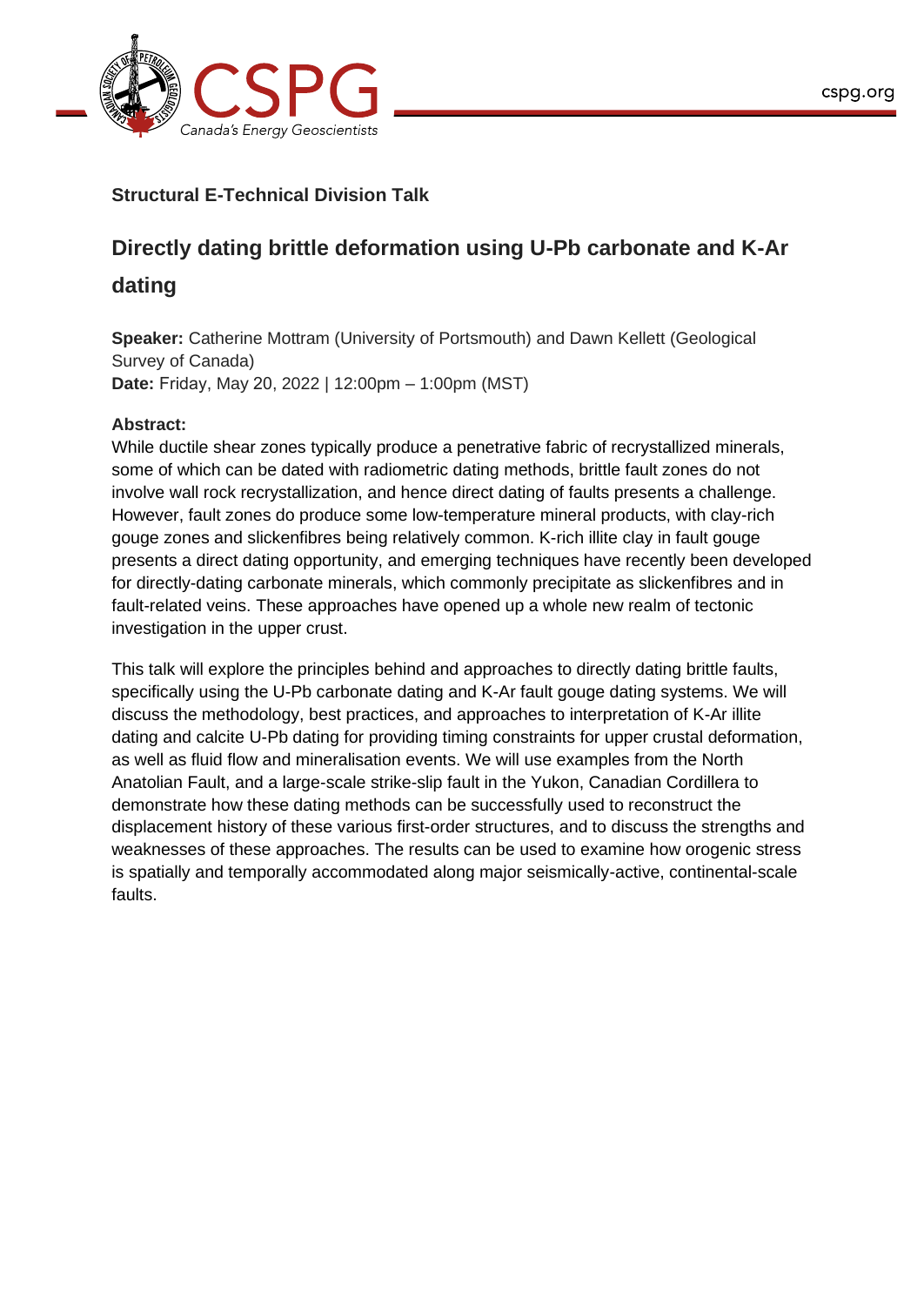### Structural E-Technical Division Talk

## Directly dating brittle deformation using U-Pb carbonate and K-Ar dating

**Speaker:** Catherine Mottram (University of Portsmouth) and Dawn Kellett (Geological Survey of Canada)
**Date:** Friday, May 20, 2022 | 12:00pm – 1:00pm (MST)

**Abstract:**
While ductile shear zones typically produce a penetrative fabric of recrystallized minerals, some of which can be dated with radiometric dating methods, brittle fault zones do not involve wall rock recrystallization, and hence direct dating of faults presents a challenge. However, fault zones do produce some low-temperature mineral products, with clay-rich gouge zones and slickenfibres being relatively common. K-rich illite clay in fault gouge presents a direct dating opportunity, and emerging techniques have recently been developed for directly-dating carbonate minerals, which commonly precipitate as slickenfibres and in fault-related veins. These approaches have opened up a whole new realm of tectonic investigation in the upper crust.

This talk will explore the principles behind and approaches to directly dating brittle faults, specifically using the U-Pb carbonate dating and K-Ar fault gouge dating systems. We will discuss the methodology, best practices, and approaches to interpretation of K-Ar illite dating and calcite U-Pb dating for providing timing constraints for upper crustal deformation, as well as fluid flow and mineralisation events. We will use examples from the North Anatolian Fault, and a large-scale strike-slip fault in the Yukon, Canadian Cordillera to demonstrate how these dating methods can be successfully used to reconstruct the displacement history of these various first-order structures, and to discuss the strengths and weaknesses of these approaches. The results can be used to examine how orogenic stress is spatially and temporally accommodated along major seismically-active, continental-scale faults.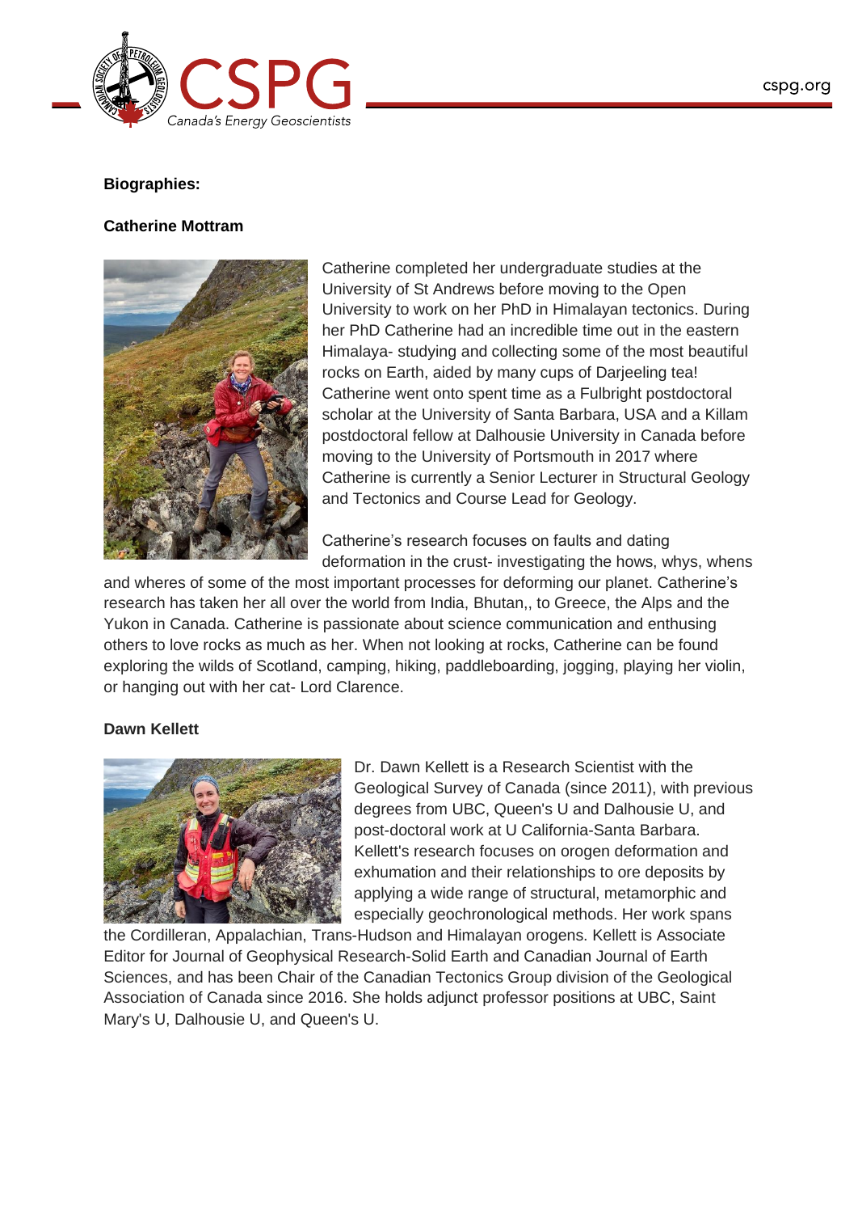**Biographies:**

**Catherine Mottram**

Catherine completed her undergraduate studies at the University of St Andrews before moving to the Open University to work on her PhD in Himalayan tectonics. During her PhD Catherine had an incredible time out in the eastern Himalaya- studying and collecting some of the most beautiful rocks on Earth, aided by many cups of Darjeeling tea! Catherine went onto spent time as a Fulbright postdoctoral scholar at the University of Santa Barbara, USA and a Killam postdoctoral fellow at Dalhousie University in Canada before moving to the University of Portsmouth in 2017 where Catherine is currently a Senior Lecturer in Structural Geology and Tectonics and Course Lead for Geology.

Catherine's research focuses on faults and dating deformation in the crust- investigating the hows, whys, whens and wheres of some of the most important processes for deforming our planet. Catherine's research has taken her all over the world from India, Bhutan,, to Greece, the Alps and the Yukon in Canada. Catherine is passionate about science communication and enthusing others to love rocks as much as her. When not looking at rocks, Catherine can be found exploring the wilds of Scotland, camping, hiking, paddleboarding, jogging, playing her violin, or hanging out with her cat- Lord Clarence.

**Dawn Kellett**

Dr. Dawn Kellett is a Research Scientist with the Geological Survey of Canada (since 2011), with previous degrees from UBC, Queen's U and Dalhousie U, and post-doctoral work at U California-Santa Barbara. Kellett's research focuses on orogen deformation and exhumation and their relationships to ore deposits by applying a wide range of structural, metamorphic and especially geochronological methods. Her work spans the Cordilleran, Appalachian, Trans-Hudson and Himalayan orogens. Kellett is Associate Editor for Journal of Geophysical Research-Solid Earth and Canadian Journal of Earth Sciences, and has been Chair of the Canadian Tectonics Group division of the Geological Association of Canada since 2016. She holds adjunct professor positions at UBC, Saint Mary's U, Dalhousie U, and Queen's U.